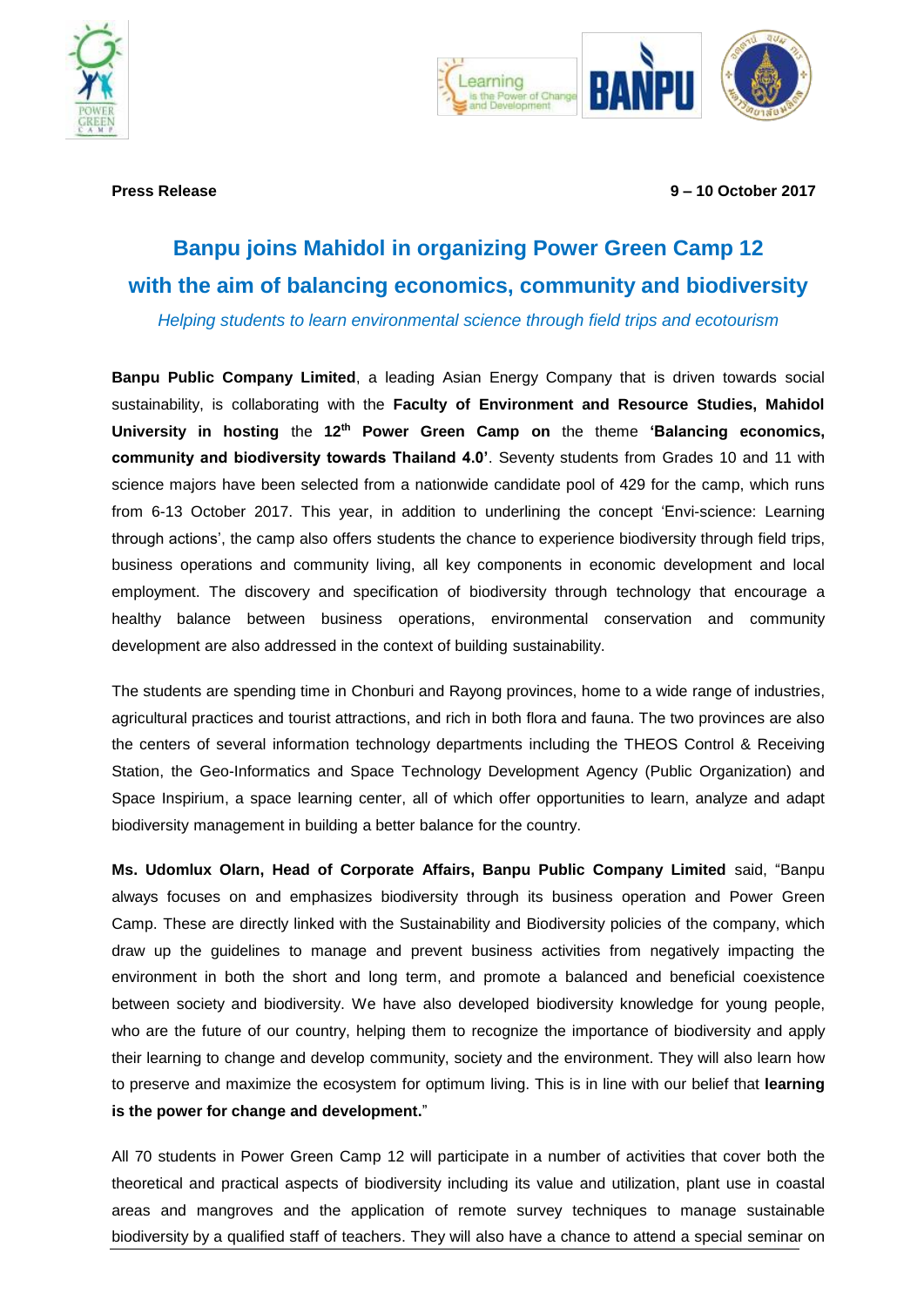**Press Release** **9 – 10 October 2017**

# Banpu joins Mahidol in organizing Power Green Camp 12 with the aim of balancing economics, community and biodiversity

*Helping students to learn environmental science through field trips and ecotourism*

**Banpu Public Company Limited**, a leading Asian Energy Company that is driven towards social sustainability, is collaborating with the **Faculty of Environment and Resource Studies, Mahidol University in hosting** the **12th Power Green Camp on** the theme **'Balancing economics, community and biodiversity towards Thailand 4.0'**. Seventy students from Grades 10 and 11 with science majors have been selected from a nationwide candidate pool of 429 for the camp, which runs from 6-13 October 2017. This year, in addition to underlining the concept 'Envi-science: Learning through actions', the camp also offers students the chance to experience biodiversity through field trips, business operations and community living, all key components in economic development and local employment. The discovery and specification of biodiversity through technology that encourage a healthy balance between business operations, environmental conservation and community development are also addressed in the context of building sustainability.

The students are spending time in Chonburi and Rayong provinces, home to a wide range of industries, agricultural practices and tourist attractions, and rich in both flora and fauna. The two provinces are also the centers of several information technology departments including the THEOS Control & Receiving Station, the Geo-Informatics and Space Technology Development Agency (Public Organization) and Space Inspirium, a space learning center, all of which offer opportunities to learn, analyze and adapt biodiversity management in building a better balance for the country.

**Ms. Udomlux Olarn, Head of Corporate Affairs, Banpu Public Company Limited** said, "Banpu always focuses on and emphasizes biodiversity through its business operation and Power Green Camp. These are directly linked with the Sustainability and Biodiversity policies of the company, which draw up the guidelines to manage and prevent business activities from negatively impacting the environment in both the short and long term, and promote a balanced and beneficial coexistence between society and biodiversity. We have also developed biodiversity knowledge for young people, who are the future of our country, helping them to recognize the importance of biodiversity and apply their learning to change and develop community, society and the environment. They will also learn how to preserve and maximize the ecosystem for optimum living. This is in line with our belief that **learning is the power for change and development.**"

All 70 students in Power Green Camp 12 will participate in a number of activities that cover both the theoretical and practical aspects of biodiversity including its value and utilization, plant use in coastal areas and mangroves and the application of remote survey techniques to manage sustainable biodiversity by a qualified staff of teachers. They will also have a chance to attend a special seminar on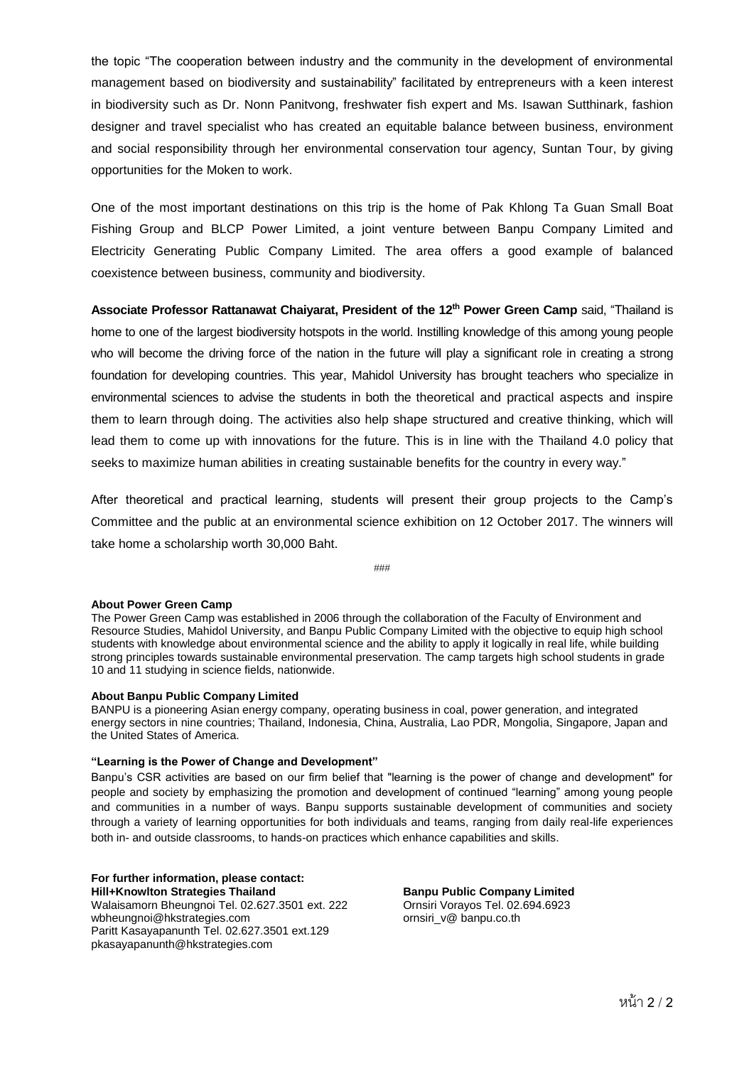the topic "The cooperation between industry and the community in the development of environmental management based on biodiversity and sustainability" facilitated by entrepreneurs with a keen interest in biodiversity such as Dr. Nonn Panitvong, freshwater fish expert and Ms. Isawan Sutthinark, fashion designer and travel specialist who has created an equitable balance between business, environment and social responsibility through her environmental conservation tour agency, Suntan Tour, by giving opportunities for the Moken to work.

One of the most important destinations on this trip is the home of Pak Khlong Ta Guan Small Boat Fishing Group and BLCP Power Limited, a joint venture between Banpu Company Limited and Electricity Generating Public Company Limited. The area offers a good example of balanced coexistence between business, community and biodiversity.

**Associate Professor Rattanawat Chaiyarat, President of the 12th Power Green Camp** said, "Thailand is home to one of the largest biodiversity hotspots in the world. Instilling knowledge of this among young people who will become the driving force of the nation in the future will play a significant role in creating a strong foundation for developing countries. This year, Mahidol University has brought teachers who specialize in environmental sciences to advise the students in both the theoretical and practical aspects and inspire them to learn through doing. The activities also help shape structured and creative thinking, which will lead them to come up with innovations for the future. This is in line with the Thailand 4.0 policy that seeks to maximize human abilities in creating sustainable benefits for the country in every way."

After theoretical and practical learning, students will present their group projects to the Camp's Committee and the public at an environmental science exhibition on 12 October 2017. The winners will take home a scholarship worth 30,000 Baht.

###

**About Power Green Camp**

The Power Green Camp was established in 2006 through the collaboration of the Faculty of Environment and Resource Studies, Mahidol University, and Banpu Public Company Limited with the objective to equip high school students with knowledge about environmental science and the ability to apply it logically in real life, while building strong principles towards sustainable environmental preservation. The camp targets high school students in grade 10 and 11 studying in science fields, nationwide.

**About Banpu Public Company Limited**

BANPU is a pioneering Asian energy company, operating business in coal, power generation, and integrated energy sectors in nine countries; Thailand, Indonesia, China, Australia, Lao PDR, Mongolia, Singapore, Japan and the United States of America.

**"Learning is the Power of Change and Development"**

Banpu's CSR activities are based on our firm belief that "learning is the power of change and development" for people and society by emphasizing the promotion and development of continued "learning" among young people and communities in a number of ways. Banpu supports sustainable development of communities and society through a variety of learning opportunities for both individuals and teams, ranging from daily real-life experiences both in- and outside classrooms, to hands-on practices which enhance capabilities and skills.

**For further information, please contact:**

**Hill+Knowlton Strategies Thailand**
Walaisamorn Bheungnoi Tel. 02.627.3501 ext. 222
wbheungnoi@hkstrategies.com
Paritt Kasayapanunth Tel. 02.627.3501 ext.129
pkasayapanunth@hkstrategies.com

**Banpu Public Company Limited**
Ornsiri Vorayos Tel. 02.694.6923
ornsiri_v@ banpu.co.th